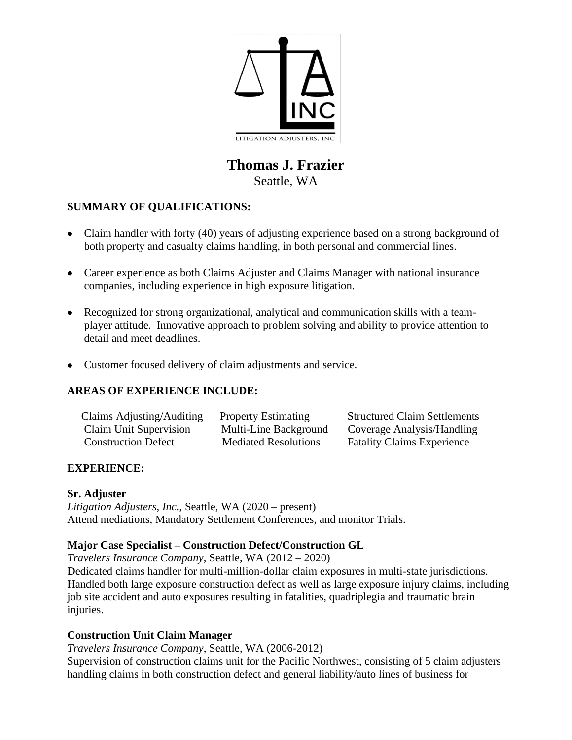# Thomas J. Frazier

Seattle, WA

## SUMMARY OF QUALIFICATIONS:

- Claim handler with forty (40) years of adjusting experience based on a strong background of both property and casualty claims handling, in both personal and commercial lines.
- Career experience as both Claims Adjuster and Claims Manager with national insurance companies, including experience in high exposure litigation.
- Recognized for strong organizational, analytical and communication skills with a team-player attitude. Innovative approach to problem solving and ability to provide attention to detail and meet deadlines.
- Customer focused delivery of claim adjustments and service.

## AREAS OF EXPERIENCE INCLUDE:

| | | |
|---|---|---|
| Claims Adjusting/Auditing | Property Estimating | Structured Claim Settlements |
| Claim Unit Supervision | Multi-Line Background | Coverage Analysis/Handling |
| Construction Defect | Mediated Resolutions | Fatality Claims Experience |

## EXPERIENCE:

**Sr. Adjuster**
*Litigation Adjusters, Inc.*, Seattle, WA (2020 – present)
Attend mediations, Mandatory Settlement Conferences, and monitor Trials.

**Major Case Specialist – Construction Defect/Construction GL**
*Travelers Insurance Company*, Seattle, WA (2012 – 2020)
Dedicated claims handler for multi-million-dollar claim exposures in multi-state jurisdictions. Handled both large exposure construction defect as well as large exposure injury claims, including job site accident and auto exposures resulting in fatalities, quadriplegia and traumatic brain injuries.

**Construction Unit Claim Manager**
*Travelers Insurance Company*, Seattle, WA (2006-2012)
Supervision of construction claims unit for the Pacific Northwest, consisting of 5 claim adjusters handling claims in both construction defect and general liability/auto lines of business for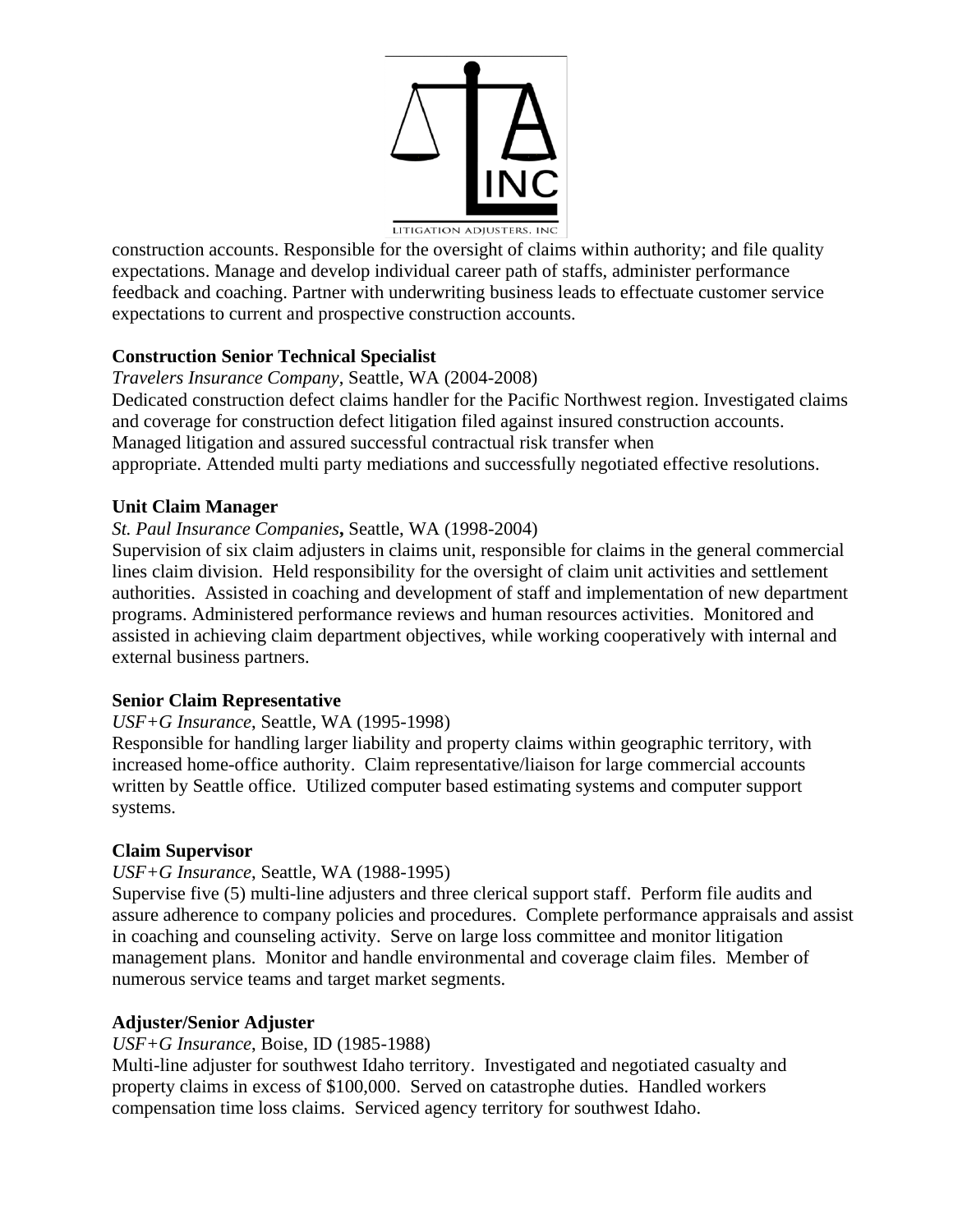construction accounts. Responsible for the oversight of claims within authority; and file quality expectations. Manage and develop individual career path of staffs, administer performance feedback and coaching. Partner with underwriting business leads to effectuate customer service expectations to current and prospective construction accounts.

**Construction Senior Technical Specialist**

*Travelers Insurance Company*, Seattle, WA (2004-2008)

Dedicated construction defect claims handler for the Pacific Northwest region. Investigated claims and coverage for construction defect litigation filed against insured construction accounts. Managed litigation and assured successful contractual risk transfer when appropriate. Attended multi party mediations and successfully negotiated effective resolutions.

**Unit Claim Manager**

*St. Paul Insurance Companies***,** Seattle, WA (1998-2004)

Supervision of six claim adjusters in claims unit, responsible for claims in the general commercial lines claim division. Held responsibility for the oversight of claim unit activities and settlement authorities. Assisted in coaching and development of staff and implementation of new department programs. Administered performance reviews and human resources activities. Monitored and assisted in achieving claim department objectives, while working cooperatively with internal and external business partners.

**Senior Claim Representative**

*USF+G Insurance*, Seattle, WA (1995-1998)

Responsible for handling larger liability and property claims within geographic territory, with increased home-office authority. Claim representative/liaison for large commercial accounts written by Seattle office. Utilized computer based estimating systems and computer support systems.

**Claim Supervisor**

*USF+G Insurance*, Seattle, WA (1988-1995)

Supervise five (5) multi-line adjusters and three clerical support staff. Perform file audits and assure adherence to company policies and procedures. Complete performance appraisals and assist in coaching and counseling activity. Serve on large loss committee and monitor litigation management plans. Monitor and handle environmental and coverage claim files. Member of numerous service teams and target market segments.

**Adjuster/Senior Adjuster**

*USF+G Insurance*, Boise, ID (1985-1988)

Multi-line adjuster for southwest Idaho territory. Investigated and negotiated casualty and property claims in excess of $100,000. Served on catastrophe duties. Handled workers compensation time loss claims. Serviced agency territory for southwest Idaho.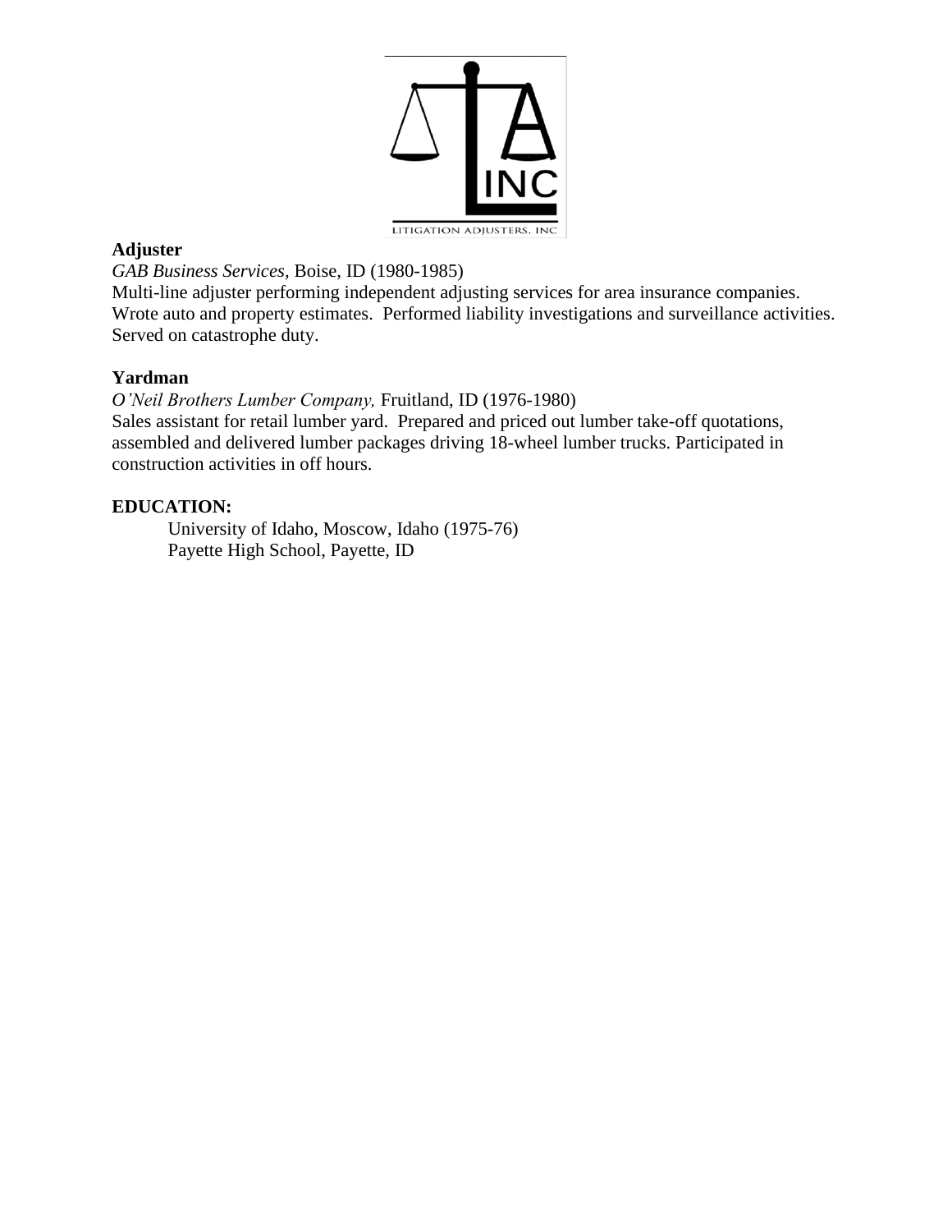LITIGATION ADJUSTERS, INC

**Adjuster**

*GAB Business Services,* Boise, ID (1980-1985)

Multi-line adjuster performing independent adjusting services for area insurance companies. Wrote auto and property estimates. Performed liability investigations and surveillance activities. Served on catastrophe duty.

**Yardman**

*O'Neil Brothers Lumber Company,* Fruitland, ID (1976-1980)

Sales assistant for retail lumber yard. Prepared and priced out lumber take-off quotations, assembled and delivered lumber packages driving 18-wheel lumber trucks. Participated in construction activities in off hours.

**EDUCATION:**

University of Idaho, Moscow, Idaho (1975-76)
Payette High School, Payette, ID